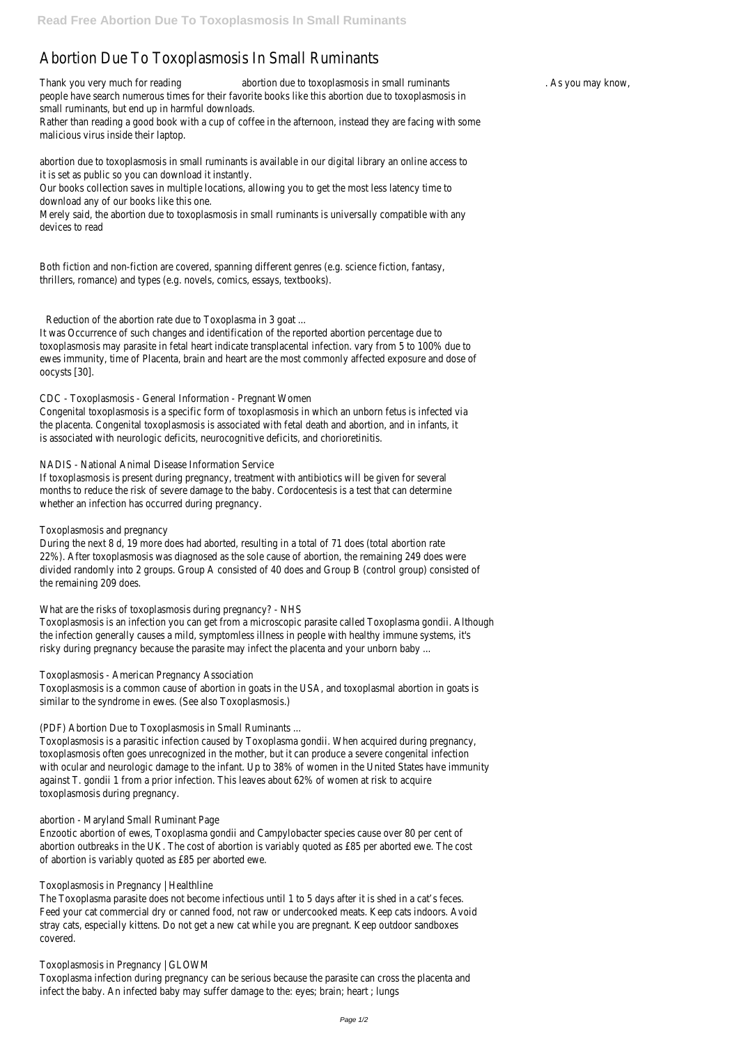# Abortion Due To Toxoplasmosis In Small Ruminants

Thank you very much for reading abortion due to toxoplasmosis in small ruminants. As you may know, people have search numerous times for their favorite books like this abortion due to toxoplasmosis in small ruminants, but end up in harmful downloads.

Rather than reading a good book with a cup of coffee in the afternoon, instead they are facing with some malicious virus inside their laptop.

abortion due to toxoplasmosis in small ruminants is available in our digital library an online access to it is set as public so you can download it instantly.

Our books collection saves in multiple locations, allowing you to get the most less latency time to download any of our books like this one.

Merely said, the abortion due to toxoplasmosis in small ruminants is universally compatible with any devices to read

Both fiction and non-fiction are covered, spanning different genres (e.g. science fiction, fantasy, thrillers, romance) and types (e.g. novels, comics, essays, textbooks).

## Reduction of the abortion rate due to Toxoplasma in 3 goat ...

It was Occurrence of such changes and identification of the reported abortion percentage due to toxoplasmosis may parasite in fetal heart indicate transplacental infection. vary from 5 to 100% due to ewes immunity, time of Placenta, brain and heart are the most commonly affected exposure and dose of oocysts [30].

## CDC - Toxoplasmosis - General Information - Pregnant Women

Congenital toxoplasmosis is a specific form of toxoplasmosis in which an unborn fetus is infected via the placenta. Congenital toxoplasmosis is associated with fetal death and abortion, and in infants, it is associated with neurologic deficits, neurocognitive deficits, and chorioretinitis.

## NADIS - National Animal Disease Information Service

If toxoplasmosis is present during pregnancy, treatment with antibiotics will be given for several months to reduce the risk of severe damage to the baby. Cordocentesis is a test that can determine whether an infection has occurred during pregnancy.

## Toxoplasmosis and pregnancy

During the next 8 d, 19 more does had aborted, resulting in a total of 71 does (total abortion rate 22%). After toxoplasmosis was diagnosed as the sole cause of abortion, the remaining 249 does were divided randomly into 2 groups. Group A consisted of 40 does and Group B (control group) consisted of the remaining 209 does.

## What are the risks of toxoplasmosis during pregnancy? - NHS

Toxoplasmosis is an infection you can get from a microscopic parasite called Toxoplasma gondii. Although the infection generally causes a mild, symptomless illness in people with healthy immune systems, it's risky during pregnancy because the parasite may infect the placenta and your unborn baby ...

## Toxoplasmosis - American Pregnancy Association

Toxoplasmosis is a common cause of abortion in goats in the USA, and toxoplasmal abortion in goats is similar to the syndrome in ewes. (See also Toxoplasmosis.)

## (PDF) Abortion Due to Toxoplasmosis in Small Ruminants ...

Toxoplasmosis is a parasitic infection caused by Toxoplasma gondii. When acquired during pregnancy, toxoplasmosis often goes unrecognized in the mother, but it can produce a severe congenital infection with ocular and neurologic damage to the infant. Up to 38% of women in the United States have immunity against T. gondii 1 from a prior infection. This leaves about 62% of women at risk to acquire toxoplasmosis during pregnancy.

## abortion - Maryland Small Ruminant Page

Enzootic abortion of ewes, Toxoplasma gondii and Campylobacter species cause over 80 per cent of abortion outbreaks in the UK. The cost of abortion is variably quoted as £85 per aborted ewe. The cost of abortion is variably quoted as £85 per aborted ewe.

## Toxoplasmosis in Pregnancy | Healthline

The Toxoplasma parasite does not become infectious until 1 to 5 days after it is shed in a cat's feces. Feed your cat commercial dry or canned food, not raw or undercooked meats. Keep cats indoors. Avoid stray cats, especially kittens. Do not get a new cat while you are pregnant. Keep outdoor sandboxes covered.

## Toxoplasmosis in Pregnancy | GLOWM

Toxoplasma infection during pregnancy can be serious because the parasite can cross the placenta and infect the baby. An infected baby may suffer damage to the: eyes; brain; heart ; lungs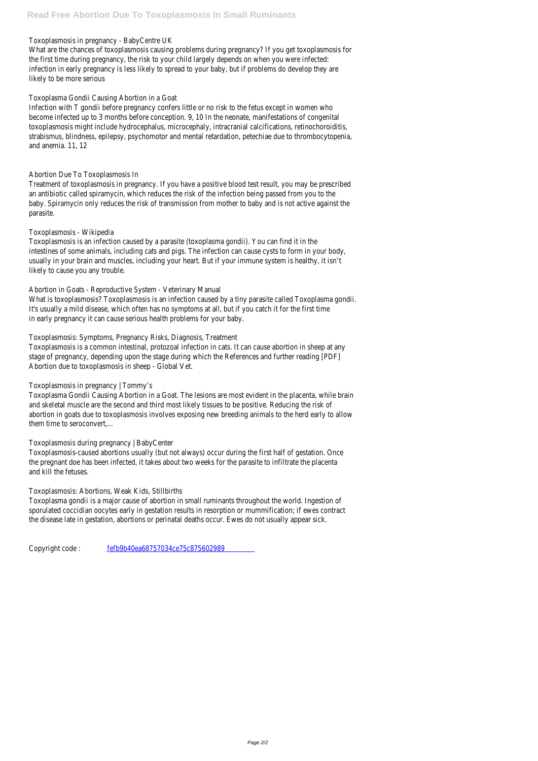## Toxoplasmosis in pregnancy - BabyCentre UK

What are the chances of toxoplasmosis causing problems during pregnancy? If you get toxoplasmosis for the first time during pregnancy, the risk to your child largely depends on when you were infected: infection in early pregnancy is less likely to spread to your baby, but if problems do develop they are likely to be more serious

## Toxoplasma Gondii Causing Abortion in a Goat

Infection with T gondii before pregnancy confers little or no risk to the fetus except in women who become infected up to 3 months before conception. 9, 10 In the neonate, manifestations of congenital toxoplasmosis might include hydrocephalus, microcephaly, intracranial calcifications, retinochoroiditis, strabismus, blindness, epilepsy, psychomotor and mental retardation, petechiae due to thrombocytopenia, and anemia. 11, 12

## Abortion Due To Toxoplasmosis In

Treatment of toxoplasmosis in pregnancy. If you have a positive blood test result, you may be prescribed an antibiotic called spiramycin, which reduces the risk of the infection being passed from you to the baby. Spiramycin only reduces the risk of transmission from mother to baby and is not active against the parasite.

## Toxoplasmosis - Wikipedia

Toxoplasmosis is an infection caused by a parasite (toxoplasma gondii). You can find it in the intestines of some animals, including cats and pigs. The infection can cause cysts to form in your body, usually in your brain and muscles, including your heart. But if your immune system is healthy, it isn't likely to cause you any trouble.

## Abortion in Goats - Reproductive System - Veterinary Manual

What is toxoplasmosis? Toxoplasmosis is an infection caused by a tiny parasite called Toxoplasma gondii. It's usually a mild disease, which often has no symptoms at all, but if you catch it for the first time in early pregnancy it can cause serious health problems for your baby.

## Toxoplasmosis: Symptoms, Pregnancy Risks, Diagnosis, Treatment

Toxoplasmosis is a common intestinal, protozoal infection in cats. It can cause abortion in sheep at any stage of pregnancy, depending upon the stage during which the References and further reading [PDF] Abortion due to toxoplasmosis in sheep - Global Vet.

## Toxoplasmosis in pregnancy | Tommy's

Toxoplasma Gondii Causing Abortion in a Goat. The lesions are most evident in the placenta, while brain and skeletal muscle are the second and third most likely tissues to be positive. Reducing the risk of abortion in goats due to toxoplasmosis involves exposing new breeding animals to the herd early to allow them time to seroconvert,...

## Toxoplasmosis during pregnancy | BabyCenter

Toxoplasmosis-caused abortions usually (but not always) occur during the first half of gestation. Once the pregnant doe has been infected, it takes about two weeks for the parasite to infiltrate the placenta and kill the fetuses.

## Toxoplasmosis: Abortions, Weak Kids, Stillbirths

Toxoplasma gondii is a major cause of abortion in small ruminants throughout the world. Ingestion of sporulated coccidian oocytes early in gestation results in resorption or mummification; if ewes contract the disease late in gestation, abortions or perinatal deaths occur. Ewes do not usually appear sick.

Copyright code : fefb9b40ea68757034ce75c875602989